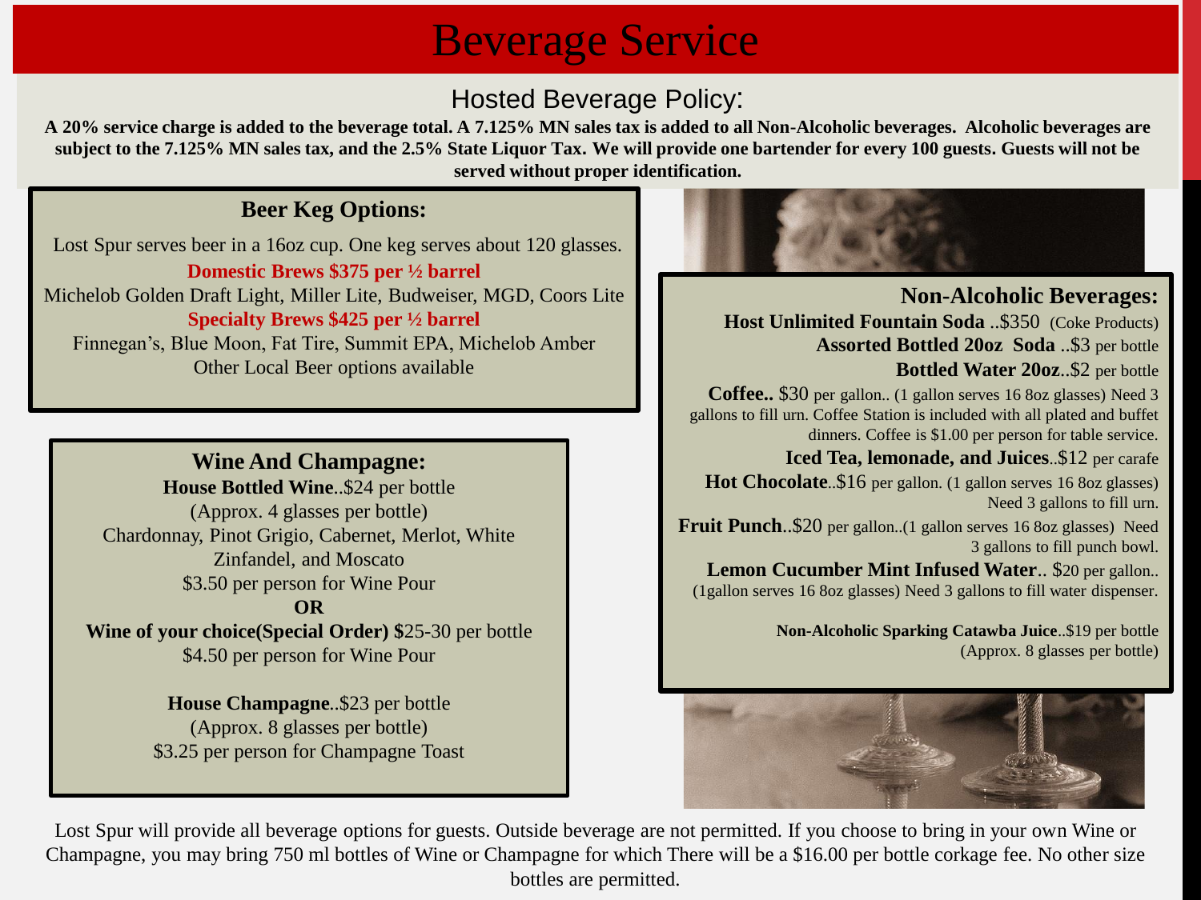# Beverage Service

## Hosted Beverage Policy:

**A 20% service charge is added to the beverage total. A 7.125% MN sales tax is added to all Non-Alcoholic beverages. Alcoholic beverages are subject to the 7.125% MN sales tax, and the 2.5% State Liquor Tax. We will provide one bartender for every 100 guests. Guests will not be served without proper identification.**

### Beer Keg Options:

Lost Spur serves beer in a 16oz cup. One keg serves about 120 glasses.

**Domestic Brews $375 per ½ barrel**

Michelob Golden Draft Light, Miller Lite, Budweiser, MGD, Coors Lite

**Specialty Brews $425 per ½ barrel**

Finnegan's, Blue Moon, Fat Tire, Summit EPA, Michelob Amber
Other Local Beer options available

### Wine And Champagne:

**House Bottled Wine**..$24 per bottle
(Approx. 4 glasses per bottle)
Chardonnay, Pinot Grigio, Cabernet, Merlot, White Zinfandel, and Moscato
$3.50 per person for Wine Pour

**OR**

**Wine of your choice(Special Order) $**25-30 per bottle
$4.50 per person for Wine Pour

**House Champagne**..$23 per bottle
(Approx. 8 glasses per bottle)
$3.25 per person for Champagne Toast

### Non-Alcoholic Beverages:

**Host Unlimited Fountain Soda** ..$350 (Coke Products)

**Assorted Bottled 20oz Soda** ..$3 per bottle

**Bottled Water 20oz**..$2 per bottle

**Coffee..** $30 per gallon.. (1 gallon serves 16 8oz glasses) Need 3 gallons to fill urn. Coffee Station is included with all plated and buffet dinners. Coffee is $1.00 per person for table service.

**Iced Tea, lemonade, and Juices**..$12 per carafe

**Hot Chocolate**..$16 per gallon. (1 gallon serves 16 8oz glasses) Need 3 gallons to fill urn.

**Fruit Punch**..$20 per gallon..(1 gallon serves 16 8oz glasses) Need 3 gallons to fill punch bowl.

**Lemon Cucumber Mint Infused Water**.. $20 per gallon.. (1gallon serves 16 8oz glasses) Need 3 gallons to fill water dispenser.

**Non-Alcoholic Sparking Catawba Juice**..$19 per bottle (Approx. 8 glasses per bottle)

Lost Spur will provide all beverage options for guests. Outside beverage are not permitted. If you choose to bring in your own Wine or Champagne, you may bring 750 ml bottles of Wine or Champagne for which There will be a $16.00 per bottle corkage fee. No other size bottles are permitted.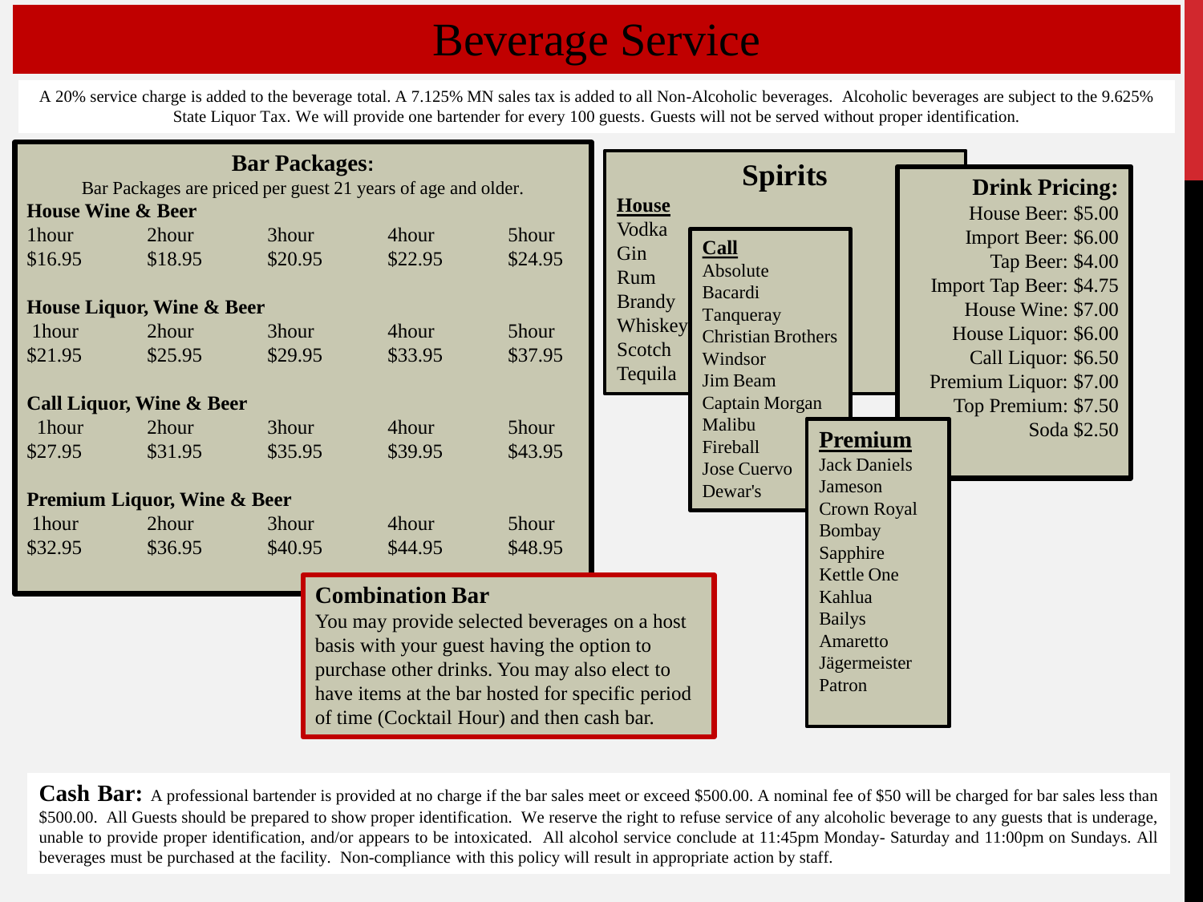# Beverage Service

A 20% service charge is added to the beverage total. A 7.125% MN sales tax is added to all Non-Alcoholic beverages. Alcoholic beverages are subject to the 9.625% State Liquor Tax. We will provide one bartender for every 100 guests. Guests will not be served without proper identification.

## Bar Packages:

Bar Packages are priced per guest 21 years of age and older.

**House Wine & Beer**

| 1hour | 2hour | 3hour | 4hour | 5hour |
|---|---|---|---|---|
| $16.95 | $18.95 | $20.95 | $22.95 | $24.95 |

**House Liquor, Wine & Beer**

| 1hour | 2hour | 3hour | 4hour | 5hour |
|---|---|---|---|---|
| $21.95 | $25.95 | $29.95 | $33.95 | $37.95 |

**Call Liquor, Wine & Beer**

| 1hour | 2hour | 3hour | 4hour | 5hour |
|---|---|---|---|---|
| $27.95 | $31.95 | $35.95 | $39.95 | $43.95 |

**Premium Liquor, Wine & Beer**

| 1hour | 2hour | 3hour | 4hour | 5hour |
|---|---|---|---|---|
| $32.95 | $36.95 | $40.95 | $44.95 | $48.95 |

## Combination Bar

You may provide selected beverages on a host basis with your guest having the option to purchase other drinks. You may also elect to have items at the bar hosted for specific period of time (Cocktail Hour) and then cash bar.

## Spirits

**House**
- Vodka
- Gin
- Rum
- Brandy
- Whiskey
- Scotch
- Tequila

**Call**
- Absolute
- Bacardi
- Tanqueray
- Christian Brothers
- Windsor
- Jim Beam
- Captain Morgan
- Malibu
- Fireball
- Jose Cuervo
- Dewar's

**Premium**
- Jack Daniels
- Jameson
- Crown Royal
- Bombay
- Sapphire
- Kettle One
- Kahlua
- Bailys
- Amaretto
- Jägermeister
- Patron

## Drink Pricing:

House Beer: $5.00
Import Beer: $6.00
Tap Beer: $4.00
Import Tap Beer: $4.75
House Wine: $7.00
House Liquor: $6.00
Call Liquor: $6.50
Premium Liquor: $7.00
Top Premium: $7.50
Soda $2.50

**Cash Bar:** A professional bartender is provided at no charge if the bar sales meet or exceed $500.00. A nominal fee of $50 will be charged for bar sales less than $500.00. All Guests should be prepared to show proper identification. We reserve the right to refuse service of any alcoholic beverage to any guests that is underage, unable to provide proper identification, and/or appears to be intoxicated. All alcohol service conclude at 11:45pm Monday- Saturday and 11:00pm on Sundays. All beverages must be purchased at the facility. Non-compliance with this policy will result in appropriate action by staff.